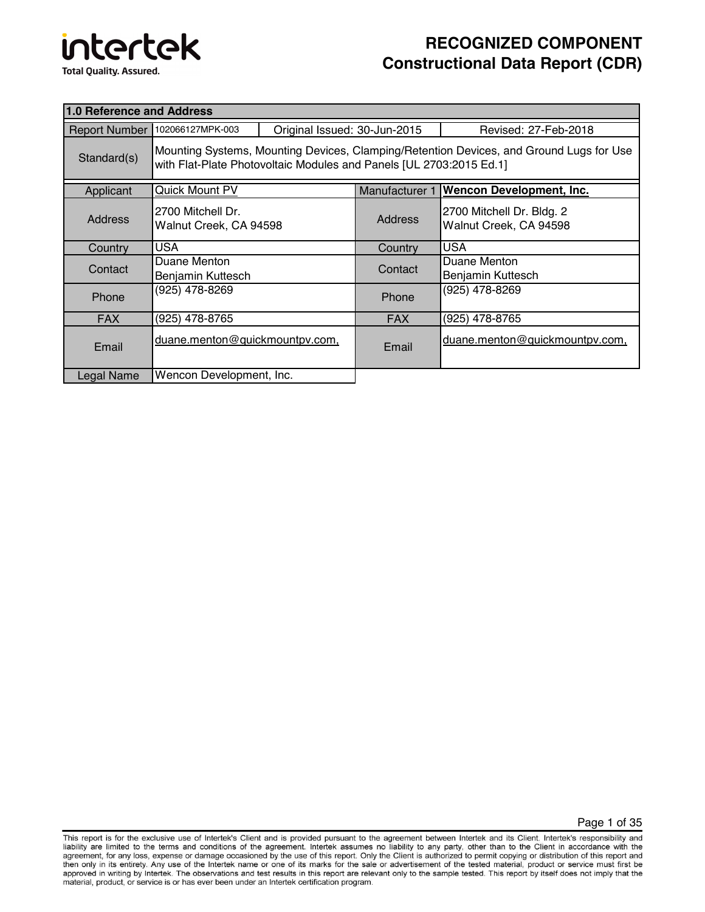# RECOGNIZED COMPONENT
# Constructional Data Report (CDR)

| 1.0 Reference and Address | | | |
|---|---|---|---|
| Report Number | 102066127MPK-003 | Original Issued: 30-Jun-2015 | Revised: 27-Feb-2018 |
| Standard(s) | Mounting Systems, Mounting Devices, Clamping/Retention Devices, and Ground Lugs for Use with Flat-Plate Photovoltaic Modules and Panels [UL 2703:2015 Ed.1] | | |

| Applicant | Quick Mount PV | Manufacturer 1 | **Wencon Development, Inc.** |
|---|---|---|---|
| Address | 2700 Mitchell Dr.<br>Walnut Creek, CA 94598 | Address | 2700 Mitchell Dr. Bldg. 2<br>Walnut Creek, CA 94598 |
| Country | USA | Country | USA |
| Contact | Duane Menton<br>Benjamin Kuttesch | Contact | Duane Menton<br>Benjamin Kuttesch |
| Phone | (925) 478-8269 | Phone | (925) 478-8269 |
| FAX | (925) 478-8765 | FAX | (925) 478-8765 |
| Email | duane.menton@quickmountpv.com, | Email | duane.menton@quickmountpv.com, |
| Legal Name | Wencon Development, Inc. | | |

This report is for the exclusive use of Intertek's Client and is provided pursuant to the agreement between Intertek and its Client. Intertek's responsibility and liability are limited to the terms and conditions of the agreement. Intertek assumes no liability to any party, other than to the Client in accordance with the agreement, for any loss, expense or damage occasioned by the use of this report. Only the Client is authorized to permit copying or distribution of this report and then only in its entirety. Any use of the Intertek name or one of its marks for the sale or advertisement of the tested material, product or service must first be approved in writing by Intertek. The observations and test results in this report are relevant only to the sample tested. This report by itself does not imply that the material, product, or service is or has ever been under an Intertek certification program.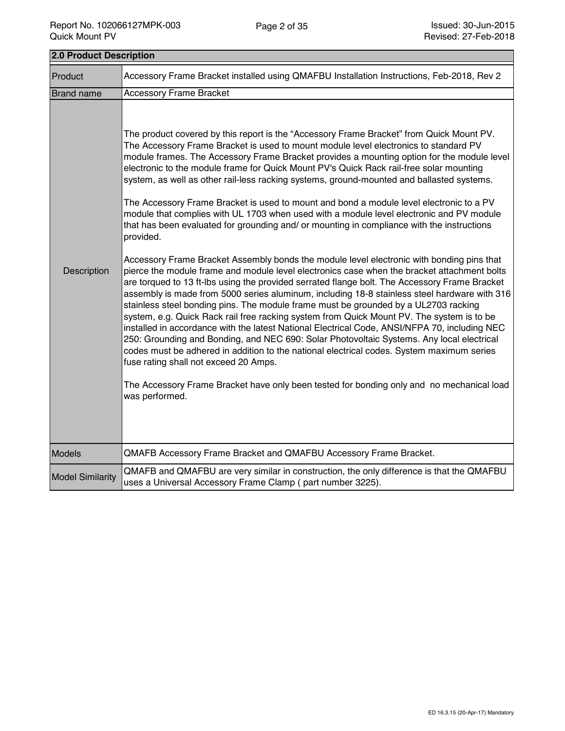| 2.0 Product Description | |
|---|---|
| Product | Accessory Frame Bracket installed using QMAFBU Installation Instructions, Feb-2018, Rev 2 |
| Brand name | Accessory Frame Bracket |
| Description | The product covered by this report is the “Accessory Frame Bracket” from Quick Mount PV. The Accessory Frame Bracket is used to mount module level electronics to standard PV module frames. The Accessory Frame Bracket provides a mounting option for the module level electronic to the module frame for Quick Mount PV's Quick Rack rail-free solar mounting system, as well as other rail-less racking systems, ground-mounted and ballasted systems.<br><br>The Accessory Frame Bracket is used to mount and bond a module level electronic to a PV module that complies with UL 1703 when used with a module level electronic and PV module that has been evaluated for grounding and/ or mounting in compliance with the instructions provided.<br><br>Accessory Frame Bracket Assembly bonds the module level electronic with bonding pins that pierce the module frame and module level electronics case when the bracket attachment bolts are torqued to 13 ft-lbs using the provided serrated flange bolt. The Accessory Frame Bracket assembly is made from 5000 series aluminum, including 18-8 stainless steel hardware with 316 stainless steel bonding pins. The module frame must be grounded by a UL2703 racking system, e.g. Quick Rack rail free racking system from Quick Mount PV. The system is to be installed in accordance with the latest National Electrical Code, ANSI/NFPA 70, including NEC 250: Grounding and Bonding, and NEC 690: Solar Photovoltaic Systems. Any local electrical codes must be adhered in addition to the national electrical codes. System maximum series fuse rating shall not exceed 20 Amps.<br><br>The Accessory Frame Bracket have only been tested for bonding only and no mechanical load was performed. |
| Models | QMAFB Accessory Frame Bracket and QMAFBU Accessory Frame Bracket. |
| Model Similarity | QMAFB and QMAFBU are very similar in construction, the only difference is that the QMAFBU uses a Universal Accessory Frame Clamp ( part number 3225). |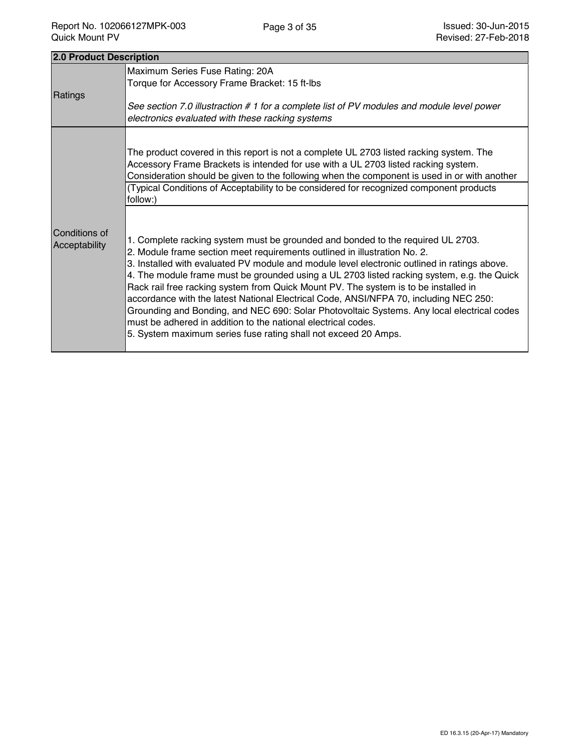| 2.0 Product Description | |
|---|---|
| Ratings | Maximum Series Fuse Rating: 20A<br>Torque for Accessory Frame Bracket: 15 ft-lbs<br><br>*See section 7.0 illustraction # 1 for a complete list of PV modules and module level power electronics evaluated with these racking systems* |
| Conditions of Acceptability | The product covered in this report is not a complete UL 2703 listed racking system. The Accessory Frame Brackets is intended for use with a UL 2703 listed racking system. Consideration should be given to the following when the component is used in or with another<br><br>(Typical Conditions of Acceptability to be considered for recognized component products follow:)<br><br>1. Complete racking system must be grounded and bonded to the required UL 2703.<br>2. Module frame section meet requirements outlined in illustration No. 2.<br>3. Installed with evaluated PV module and module level electronic outlined in ratings above.<br>4. The module frame must be grounded using a UL 2703 listed racking system, e.g. the Quick Rack rail free racking system from Quick Mount PV. The system is to be installed in accordance with the latest National Electrical Code, ANSI/NFPA 70, including NEC 250: Grounding and Bonding, and NEC 690: Solar Photovoltaic Systems. Any local electrical codes must be adhered in addition to the national electrical codes.<br>5. System maximum series fuse rating shall not exceed 20 Amps. |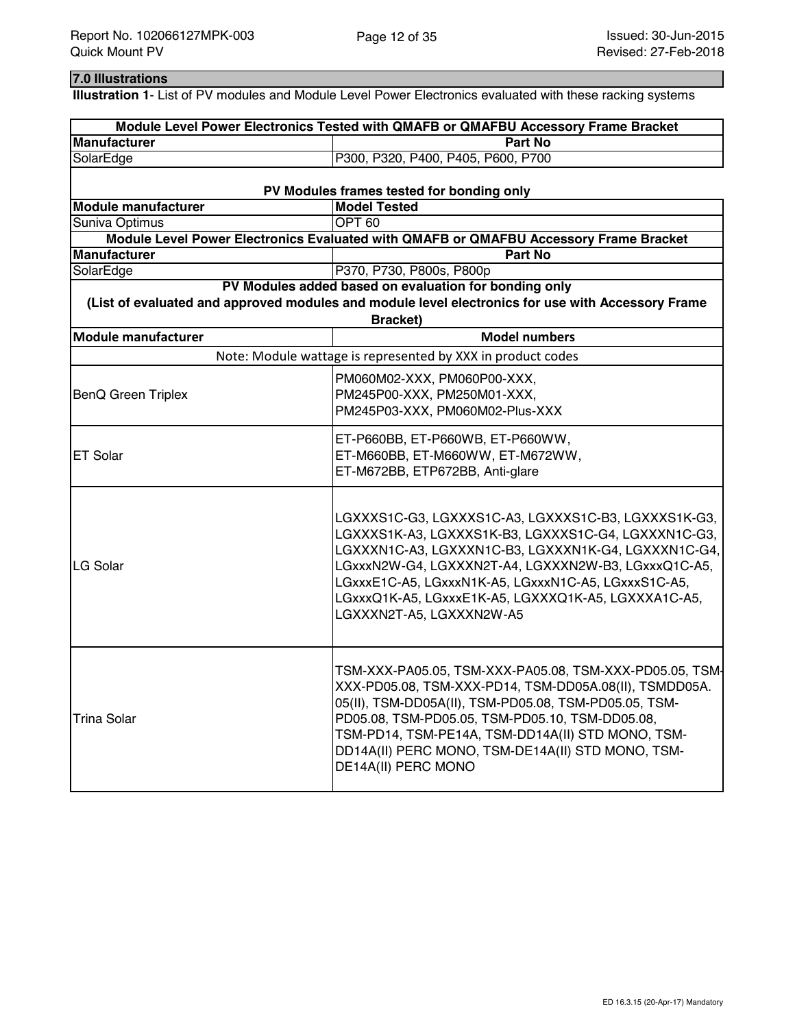## 7.0 Illustrations

**Illustration 1**- List of PV modules and Module Level Power Electronics evaluated with these racking systems

| **Module Level Power Electronics Tested with QMAFB or QMAFBU Accessory Frame Bracket** | |
|---|---|
| **Manufacturer** | **Part No** |
| SolarEdge | P300, P320, P400, P405, P600, P700 |

| **PV Modules frames tested for bonding only** | |
|---|---|
| **Module manufacturer** | **Model Tested** |
| Suniva Optimus | OPT 60 |
| **Module Level Power Electronics Evaluated with QMAFB or QMAFBU Accessory Frame Bracket** | |
| **Manufacturer** | **Part No** |
| SolarEdge | P370, P730, P800s, P800p |
| **PV Modules added based on evaluation for bonding only (List of evaluated and approved modules and module level electronics for use with Accessory Frame Bracket)** | |
| **Module manufacturer** | **Model numbers** |
| Note: Module wattage is represented by XXX in product codes | |
| BenQ Green Triplex | PM060M02-XXX, PM060P00-XXX, PM245P00-XXX, PM250M01-XXX, PM245P03-XXX, PM060M02-Plus-XXX |
| ET Solar | ET-P660BB, ET-P660WB, ET-P660WW, ET-M660BB, ET-M660WW, ET-M672WW, ET-M672BB, ETP672BB, Anti-glare |
| LG Solar | LGXXXS1C-G3, LGXXXS1C-A3, LGXXXS1C-B3, LGXXXS1K-G3, LGXXXS1K-A3, LGXXXS1K-B3, LGXXXS1C-G4, LGXXXN1C-G3, LGXXXN1C-A3, LGXXXN1C-B3, LGXXXN1K-G4, LGXXXN1C-G4, LGxxxN2W-G4, LGXXXN2T-A4, LGXXXN2W-B3, LGxxxQ1C-A5, LGxxxE1C-A5, LGxxxN1K-A5, LGxxxN1C-A5, LGxxxS1C-A5, LGxxxQ1K-A5, LGxxxE1K-A5, LGXXXQ1K-A5, LGXXXA1C-A5, LGXXXN2T-A5, LGXXXN2W-A5 |
| Trina Solar | TSM-XXX-PA05.05, TSM-XXX-PA05.08, TSM-XXX-PD05.05, TSM-XXX-PD05.08, TSM-XXX-PD14, TSM-DD05A.08(II), TSMDD05A.05(II), TSM-DD05A(II), TSM-PD05.08, TSM-PD05.05, TSM-PD05.08, TSM-PD05.05, TSM-PD05.10, TSM-DD05.08, TSM-PD14, TSM-PE14A, TSM-DD14A(II) STD MONO, TSM-DD14A(II) PERC MONO, TSM-DE14A(II) STD MONO, TSM-DE14A(II) PERC MONO |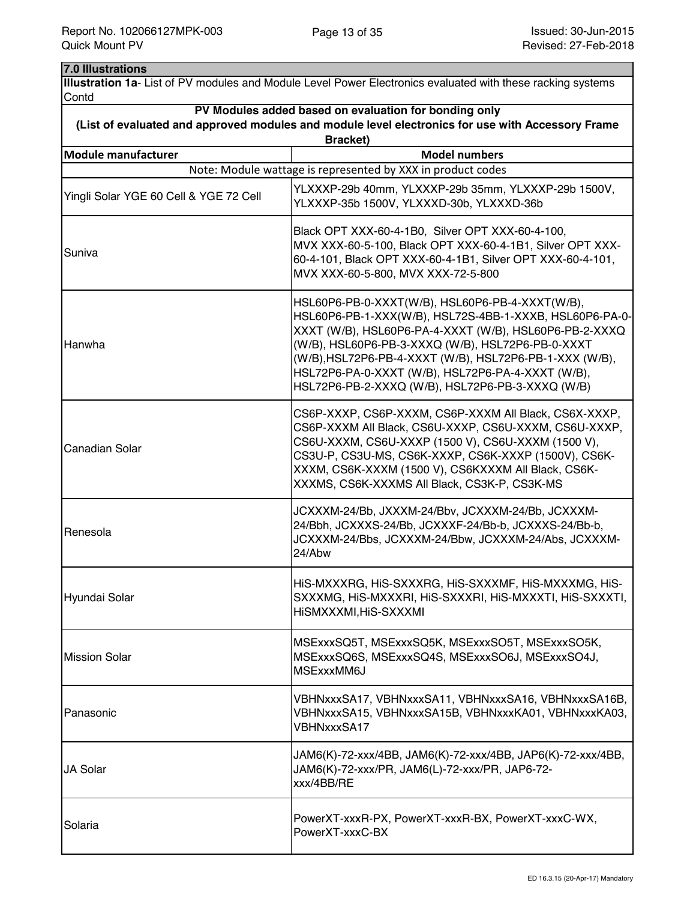## 7.0 Illustrations

**Illustration 1a**- List of PV modules and Module Level Power Electronics evaluated with these racking systems Contd

**PV Modules added based on evaluation for bonding only**

**(List of evaluated and approved modules and module level electronics for use with Accessory Frame Bracket)**

| Module manufacturer | Model numbers |
|---|---|
| Note: Module wattage is represented by XXX in product codes | |
| Yingli Solar YGE 60 Cell & YGE 72 Cell | YLXXXP-29b 40mm, YLXXXP-29b 35mm, YLXXXP-29b 1500V, YLXXXP-35b 1500V, YLXXXD-30b, YLXXXD-36b |
| Suniva | Black OPT XXX-60-4-1B0, Silver OPT XXX-60-4-100, MVX XXX-60-5-100, Black OPT XXX-60-4-1B1, Silver OPT XXX-60-4-101, Black OPT XXX-60-4-1B1, Silver OPT XXX-60-4-101, MVX XXX-60-5-800, MVX XXX-72-5-800 |
| Hanwha | HSL60P6-PB-0-XXXT(W/B), HSL60P6-PB-4-XXXT(W/B), HSL60P6-PB-1-XXX(W/B), HSL72S-4BB-1-XXXB, HSL60P6-PA-0-XXXT (W/B), HSL60P6-PA-4-XXXT (W/B), HSL60P6-PB-2-XXXQ (W/B), HSL60P6-PB-3-XXXQ (W/B), HSL72P6-PB-0-XXXT (W/B),HSL72P6-PB-4-XXXT (W/B), HSL72P6-PB-1-XXX (W/B), HSL72P6-PA-0-XXXT (W/B), HSL72P6-PA-4-XXXT (W/B), HSL72P6-PB-2-XXXQ (W/B), HSL72P6-PB-3-XXXQ (W/B) |
| Canadian Solar | CS6P-XXXP, CS6P-XXXM, CS6P-XXXM All Black, CS6X-XXXP, CS6P-XXXM All Black, CS6U-XXXP, CS6U-XXXM, CS6U-XXXP, CS6U-XXXM, CS6U-XXXP (1500 V), CS6U-XXXM (1500 V), CS3U-P, CS3U-MS, CS6K-XXXP, CS6K-XXXP (1500V), CS6K-XXXM, CS6K-XXXM (1500 V), CS6KXXXM All Black, CS6K-XXXMS, CS6K-XXXMS All Black, CS3K-P, CS3K-MS |
| Renesola | JCXXXM-24/Bb, JXXXM-24/Bbv, JCXXXM-24/Bb, JCXXXM-24/Bbh, JCXXXS-24/Bb, JCXXXF-24/Bb-b, JCXXXS-24/Bb-b, JCXXXM-24/Bbs, JCXXXM-24/Bbw, JCXXXM-24/Abs, JCXXXM-24/Abw |
| Hyundai Solar | HiS-MXXXRG, HiS-SXXXRG, HiS-SXXXMF, HiS-MXXXMG, HiS-SXXXMG, HiS-MXXXRI, HiS-SXXXRI, HiS-MXXXTI, HiS-SXXXTI, HiSMXXXMI,HiS-SXXXMI |
| Mission Solar | MSExxxSQ5T, MSExxxSQ5K, MSExxxSO5T, MSExxxSO5K, MSExxxSQ6S, MSExxxSQ4S, MSExxxSO6J, MSExxxSO4J, MSExxxMM6J |
| Panasonic | VBHNxxxSA17, VBHNxxxSA11, VBHNxxxSA16, VBHNxxxSA16B, VBHNxxxSA15, VBHNxxxSA15B, VBHNxxxKA01, VBHNxxxKA03, VBHNxxxSA17 |
| JA Solar | JAM6(K)-72-xxx/4BB, JAM6(K)-72-xxx/4BB, JAP6(K)-72-xxx/4BB, JAM6(K)-72-xxx/PR, JAM6(L)-72-xxx/PR, JAP6-72-xxx/4BB/RE |
| Solaria | PowerXT-xxxR-PX, PowerXT-xxxR-BX, PowerXT-xxxC-WX, PowerXT-xxxC-BX |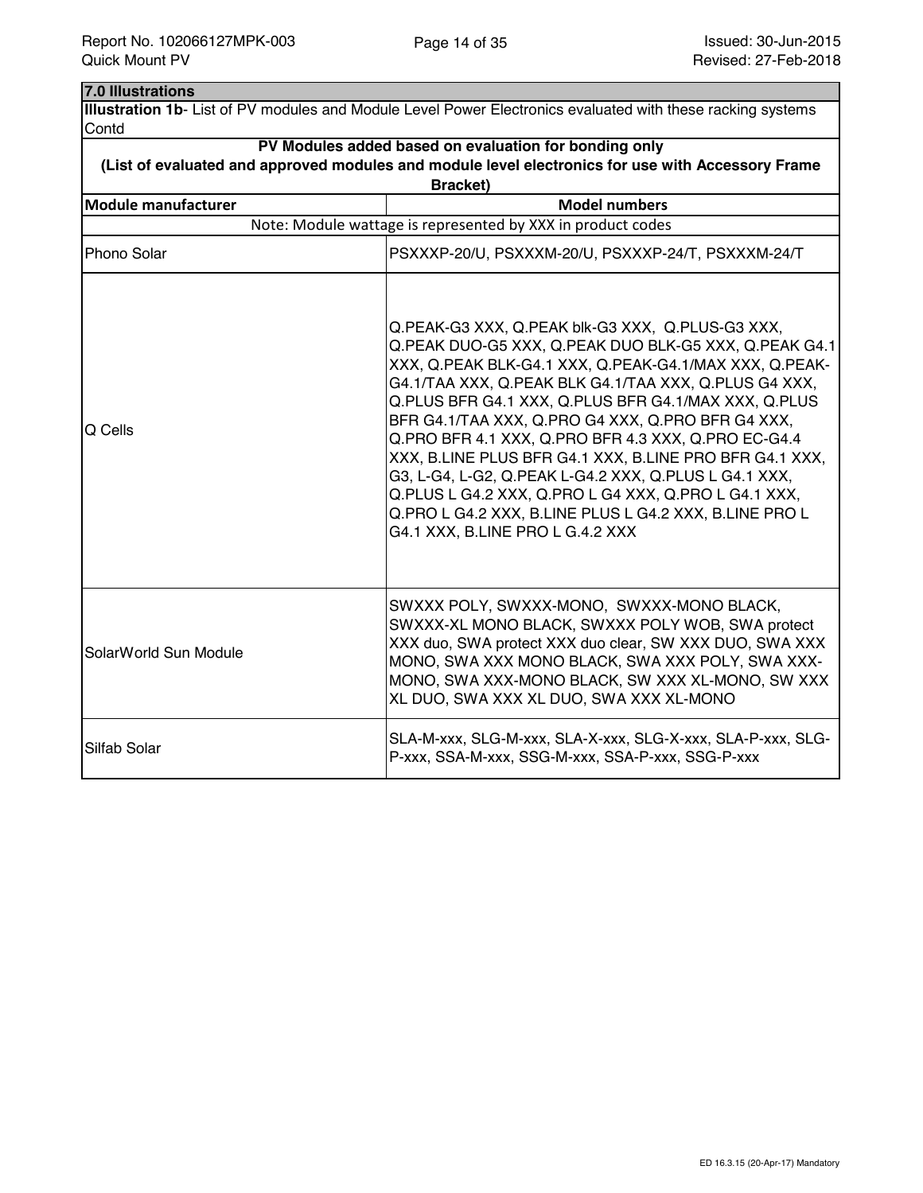## 7.0 Illustrations

**Illustration 1b**- List of PV modules and Module Level Power Electronics evaluated with these racking systems Contd

| **PV Modules added based on evaluation for bonding only (List of evaluated and approved modules and module level electronics for use with Accessory Frame Bracket)** | |
|---|---|
| **Module manufacturer** | **Model numbers** |
| Note: Module wattage is represented by XXX in product codes | |
| Phono Solar | PSXXXP-20/U, PSXXXM-20/U, PSXXXP-24/T, PSXXXM-24/T |
| Q Cells | Q.PEAK-G3 XXX, Q.PEAK blk-G3 XXX, Q.PLUS-G3 XXX, Q.PEAK DUO-G5 XXX, Q.PEAK DUO BLK-G5 XXX, Q.PEAK G4.1 XXX, Q.PEAK BLK-G4.1 XXX, Q.PEAK-G4.1/MAX XXX, Q.PEAK-G4.1/TAA XXX, Q.PEAK BLK G4.1/TAA XXX, Q.PLUS G4 XXX, Q.PLUS BFR G4.1 XXX, Q.PLUS BFR G4.1/MAX XXX, Q.PLUS BFR G4.1/TAA XXX, Q.PRO G4 XXX, Q.PRO BFR G4 XXX, Q.PRO BFR 4.1 XXX, Q.PRO BFR 4.3 XXX, Q.PRO EC-G4.4 XXX, B.LINE PLUS BFR G4.1 XXX, B.LINE PRO BFR G4.1 XXX, G3, L-G4, L-G2, Q.PEAK L-G4.2 XXX, Q.PLUS L G4.1 XXX, Q.PLUS L G4.2 XXX, Q.PRO L G4 XXX, Q.PRO L G4.1 XXX, Q.PRO L G4.2 XXX, B.LINE PLUS L G4.2 XXX, B.LINE PRO L G4.1 XXX, B.LINE PRO L G.4.2 XXX |
| SolarWorld Sun Module | SWXXX POLY, SWXXX-MONO, SWXXX-MONO BLACK, SWXXX-XL MONO BLACK, SWXXX POLY WOB, SWA protect XXX duo, SWA protect XXX duo clear, SW XXX DUO, SWA XXX MONO, SWA XXX MONO BLACK, SWA XXX POLY, SWA XXX-MONO, SWA XXX-MONO BLACK, SW XXX XL-MONO, SW XXX XL DUO, SWA XXX XL DUO, SWA XXX XL-MONO |
| Silfab Solar | SLA-M-xxx, SLG-M-xxx, SLA-X-xxx, SLG-X-xxx, SLA-P-xxx, SLG-P-xxx, SSA-M-xxx, SSG-M-xxx, SSA-P-xxx, SSG-P-xxx |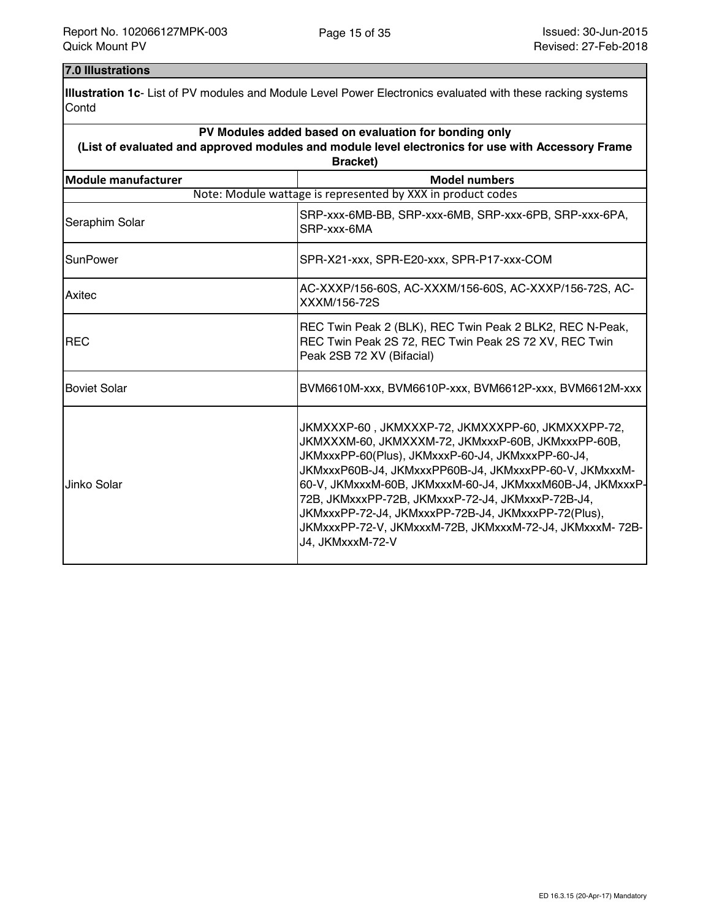## 7.0 Illustrations

**Illustration 1c**- List of PV modules and Module Level Power Electronics evaluated with these racking systems Contd

| PV Modules added based on evaluation for bonding only<br>(List of evaluated and approved modules and module level electronics for use with Accessory Frame Bracket) | |
|---|---|
| **Module manufacturer** | **Model numbers** |
| Note: Module wattage is represented by XXX in product codes | |
| Seraphim Solar | SRP-xxx-6MB-BB, SRP-xxx-6MB, SRP-xxx-6PB, SRP-xxx-6PA, SRP-xxx-6MA |
| SunPower | SPR-X21-xxx, SPR-E20-xxx, SPR-P17-xxx-COM |
| Axitec | AC-XXXP/156-60S, AC-XXXM/156-60S, AC-XXXP/156-72S, AC-XXXM/156-72S |
| REC | REC Twin Peak 2 (BLK), REC Twin Peak 2 BLK2, REC N-Peak, REC Twin Peak 2S 72, REC Twin Peak 2S 72 XV, REC Twin Peak 2SB 72 XV (Bifacial) |
| Boviet Solar | BVM6610M-xxx, BVM6610P-xxx, BVM6612P-xxx, BVM6612M-xxx |
| Jinko Solar | JKMXXXP-60 , JKMXXXP-72, JKMXXXPP-60, JKMXXXPP-72, JKMXXXM-60, JKMXXXM-72, JKMxxxP-60B, JKMxxxPP-60B, JKMxxxPP-60(Plus), JKMxxxP-60-J4, JKMxxxPP-60-J4, JKMxxxP60B-J4, JKMxxxPP60B-J4, JKMxxxPP-60-V, JKMxxxM-60-V, JKMxxxM-60B, JKMxxxM-60-J4, JKMxxxM60B-J4, JKMxxxP-72B, JKMxxxPP-72B, JKMxxxP-72-J4, JKMxxxP-72B-J4, JKMxxxPP-72-J4, JKMxxxPP-72B-J4, JKMxxxPP-72(Plus), JKMxxxPP-72-V, JKMxxxM-72B, JKMxxxM-72-J4, JKMxxxM- 72B-J4, JKMxxxM-72-V |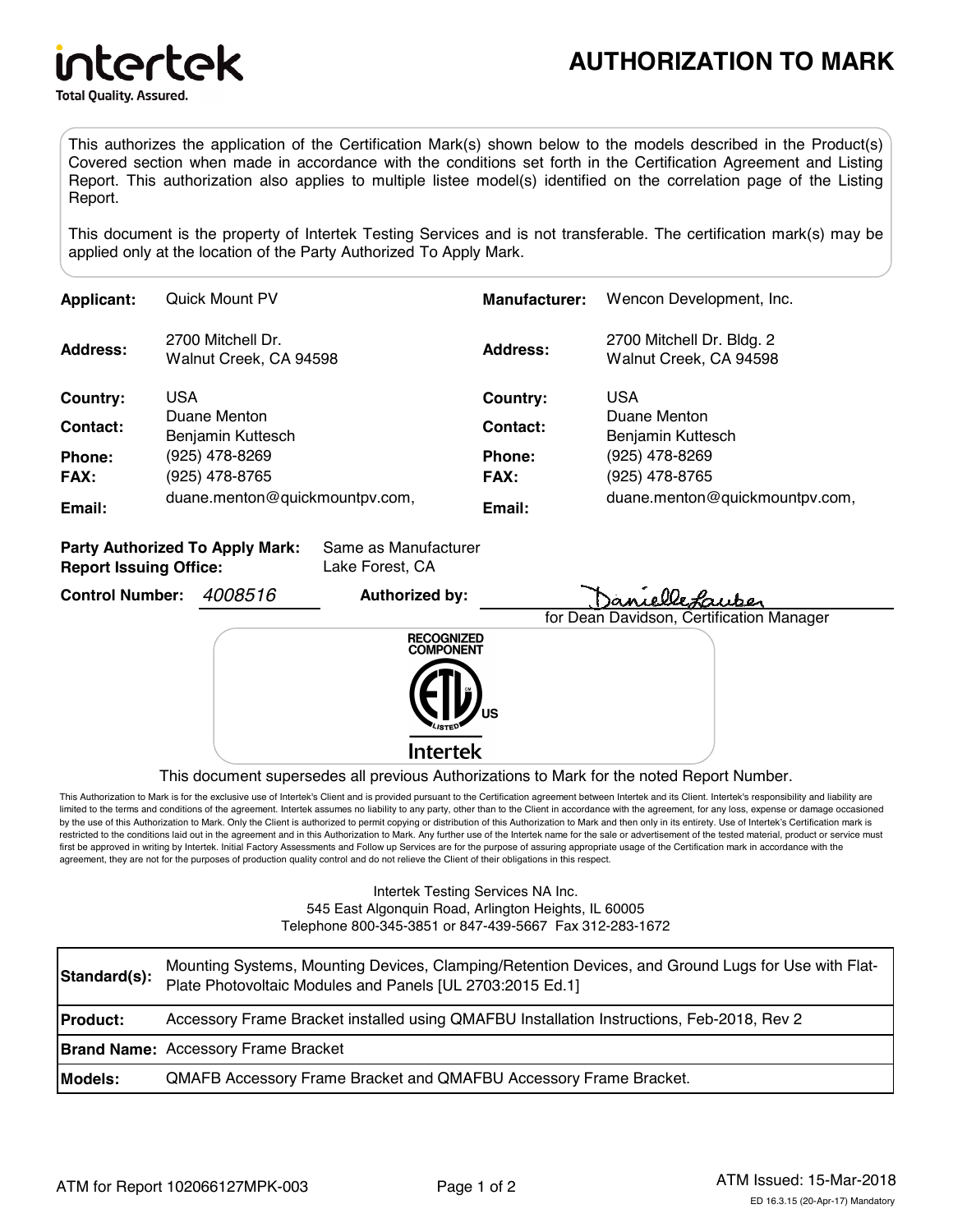intertek
Total Quality. Assured.

# AUTHORIZATION TO MARK

This authorizes the application of the Certification Mark(s) shown below to the models described in the Product(s) Covered section when made in accordance with the conditions set forth in the Certification Agreement and Listing Report. This authorization also applies to multiple listee model(s) identified on the correlation page of the Listing Report.

This document is the property of Intertek Testing Services and is not transferable. The certification mark(s) may be applied only at the location of the Party Authorized To Apply Mark.

| | | | |
|---|---|---|---|
| **Applicant:** | Quick Mount PV | **Manufacturer:** | Wencon Development, Inc. |
| **Address:** | 2700 Mitchell Dr.<br>Walnut Creek, CA 94598 | **Address:** | 2700 Mitchell Dr. Bldg. 2<br>Walnut Creek, CA 94598 |
| **Country:** | USA | **Country:** | USA |
| **Contact:** | Duane Menton<br>Benjamin Kuttesch | **Contact:** | Duane Menton<br>Benjamin Kuttesch |
| **Phone:** | (925) 478-8269 | **Phone:** | (925) 478-8269 |
| **FAX:** | (925) 478-8765 | **FAX:** | (925) 478-8765 |
| **Email:** | duane.menton@quickmountpv.com, | **Email:** | duane.menton@quickmountpv.com, |

**Party Authorized To Apply Mark:** Same as Manufacturer
**Report Issuing Office:** Lake Forest, CA

**Control Number:** 4008516 **Authorized by:** Danielle Lauber for Dean Davidson, Certification Manager

RECOGNIZED COMPONENT
ETL LISTED US
Intertek

This document supersedes all previous Authorizations to Mark for the noted Report Number.

This Authorization to Mark is for the exclusive use of Intertek's Client and is provided pursuant to the Certification agreement between Intertek and its Client. Intertek's responsibility and liability are limited to the terms and conditions of the agreement. Intertek assumes no liability to any party, other than to the Client in accordance with the agreement, for any loss, expense or damage occasioned by the use of this Authorization to Mark. Only the Client is authorized to permit copying or distribution of this Authorization to Mark and then only in its entirety. Use of Intertek's Certification mark is restricted to the conditions laid out in the agreement and in this Authorization to Mark. Any further use of the Intertek name for the sale or advertisement of the tested material, product or service must first be approved in writing by Intertek. Initial Factory Assessments and Follow up Services are for the purpose of assuring appropriate usage of the Certification mark in accordance with the agreement, they are not for the purposes of production quality control and do not relieve the Client of their obligations in this respect.

Intertek Testing Services NA Inc.
545 East Algonquin Road, Arlington Heights, IL 60005
Telephone 800-345-3851 or 847-439-5667 Fax 312-283-1672

| | |
|---|---|
| **Standard(s):** | Mounting Systems, Mounting Devices, Clamping/Retention Devices, and Ground Lugs for Use with Flat-Plate Photovoltaic Modules and Panels [UL 2703:2015 Ed.1] |
| **Product:** | Accessory Frame Bracket installed using QMAFBU Installation Instructions, Feb-2018, Rev 2 |
| **Brand Name:** | Accessory Frame Bracket |
| **Models:** | QMAFB Accessory Frame Bracket and QMAFBU Accessory Frame Bracket. |

ATM for Report 102066127MPK-003

ATM Issued: 15-Mar-2018
ED 16.3.15 (20-Apr-17) Mandatory